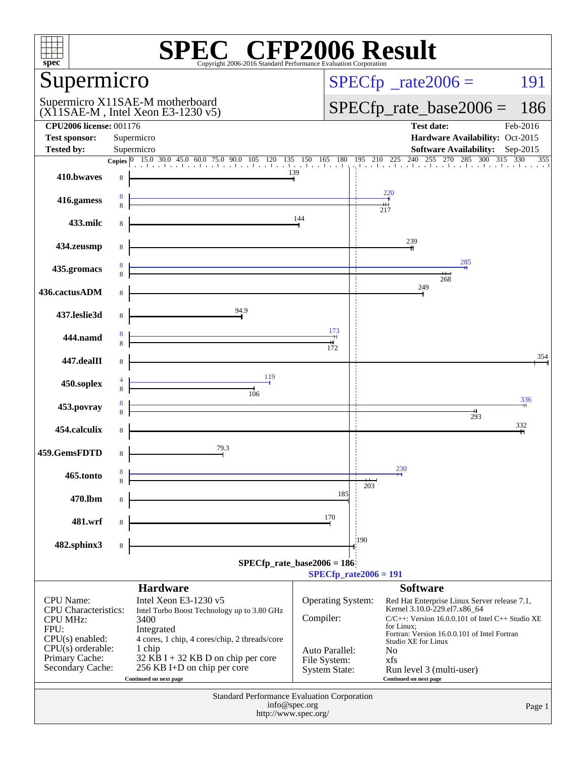# SPEC® CFP2006 Result

Copyright 2006-2016 Standard Performance Evaluation Corporation

## Supermicro

Supermicro X11SAE-M motherboard
(X11SAE-M , Intel Xeon E3-1230 v5)

SPECfp_rate2006 = 191

SPECfp_rate_base2006 = 186

| | | | |
|---|---|---|---|
| **CPU2006 license:** 001176 | | **Test date:** | Feb-2016 |
| **Test sponsor:** | Supermicro | **Hardware Availability:** | Oct-2015 |
| **Tested by:** | Supermicro | **Software Availability:** | Sep-2015 |

| Benchmark | Copies (peak) | Peak | Copies (base) | Base |
|---|---|---|---|---|
| 410.bwaves | | | 8 | 139 |
| 416.gamess | 8 | 220 | 8 | 217 |
| 433.milc | | | 8 | 144 |
| 434.zeusmp | | | 8 | 239 |
| 435.gromacs | 8 | 285 | 8 | 268 |
| 436.cactusADM | | | 8 | 249 |
| 437.leslie3d | | | 8 | 94.9 |
| 444.namd | 8 | 173 | 8 | 172 |
| 447.dealII | | | 8 | 354 |
| 450.soplex | 4 | 119 | 8 | 106 |
| 453.povray | 8 | 336 | 8 | 293 |
| 454.calculix | | | 8 | 332 |
| 459.GemsFDTD | | | 8 | 79.3 |
| 465.tonto | 8 | 230 | 8 | 203 |
| 470.lbm | | | 8 | 185 |
| 481.wrf | | | 8 | 170 |
| 482.sphinx3 | | | 8 | 190 |

SPECfp_rate_base2006 = 186

SPECfp_rate2006 = 191

## Hardware

| | |
|---|---|
| CPU Name: | Intel Xeon E3-1230 v5 |
| CPU Characteristics: | Intel Turbo Boost Technology up to 3.80 GHz |
| CPU MHz: | 3400 |
| FPU: | Integrated |
| CPU(s) enabled: | 4 cores, 1 chip, 4 cores/chip, 2 threads/core |
| CPU(s) orderable: | 1 chip |
| Primary Cache: | 32 KB I + 32 KB D on chip per core |
| Secondary Cache: | 256 KB I+D on chip per core |

Continued on next page

## Software

| | |
|---|---|
| Operating System: | Red Hat Enterprise Linux Server release 7.1, Kernel 3.10.0-229.el7.x86_64 |
| Compiler: | C/C++: Version 16.0.0.101 of Intel C++ Studio XE for Linux; Fortran: Version 16.0.0.101 of Intel Fortran Studio XE for Linux |
| Auto Parallel: | No |
| File System: | xfs |
| System State: | Run level 3 (multi-user) |

Continued on next page

Standard Performance Evaluation Corporation
info@spec.org
http://www.spec.org/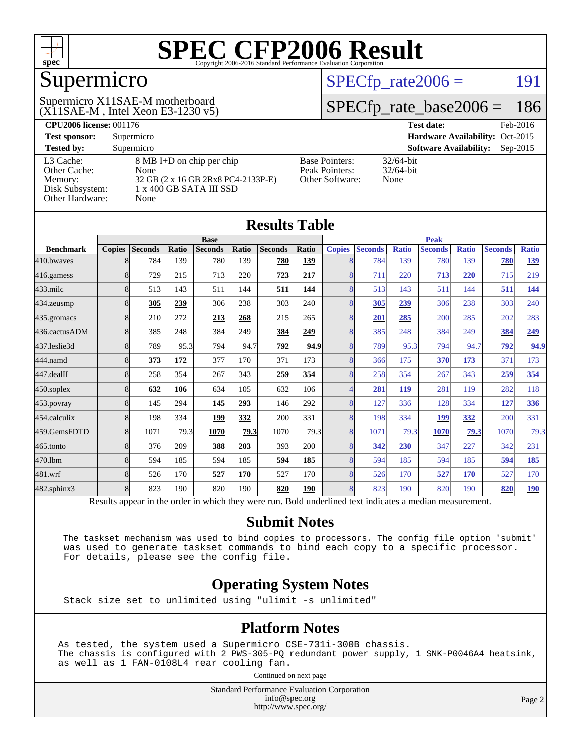# SPEC CFP2006 Result

Copyright 2006-2016 Standard Performance Evaluation Corporation

## Supermicro

Supermicro X11SAE-M motherboard
(X11SAE-M , Intel Xeon E3-1230 v5)

SPECfp_rate2006 = 191

SPECfp_rate_base2006 = 186

| | | | |
|---|---|---|---|
| **CPU2006 license:** 001176 | | **Test date:** | Feb-2016 |
| **Test sponsor:** | Supermicro | **Hardware Availability:** | Oct-2015 |
| **Tested by:** | Supermicro | **Software Availability:** | Sep-2015 |

| | |
|---|---|
| L3 Cache: | 8 MB I+D on chip per chip |
| Other Cache: | None |
| Memory: | 32 GB (2 x 16 GB 2Rx8 PC4-2133P-E) |
| Disk Subsystem: | 1 x 400 GB SATA III SSD |
| Other Hardware: | None |

| | |
|---|---|
| Base Pointers: | 32/64-bit |
| Peak Pointers: | 32/64-bit |
| Other Software: | None |

## Results Table

| | Base | | | | | | | Peak | | | | | | |
|---|---|---|---|---|---|---|---|---|---|---|---|---|---|---|
| **Benchmark** | **Copies** | **Seconds** | **Ratio** | **Seconds** | **Ratio** | **Seconds** | **Ratio** | **Copies** | **Seconds** | **Ratio** | **Seconds** | **Ratio** | **Seconds** | **Ratio** |
| 410.bwaves | 8 | 784 | 139 | 780 | 139 | **780** | **139** | 8 | 784 | 139 | 780 | 139 | **780** | **139** |
| 416.gamess | 8 | 729 | 215 | 713 | 220 | **723** | **217** | 8 | 711 | 220 | **713** | **220** | 715 | 219 |
| 433.milc | 8 | 513 | 143 | 511 | 144 | **511** | **144** | 8 | 513 | 143 | 511 | 144 | **511** | **144** |
| 434.zeusmp | 8 | **305** | **239** | 306 | 238 | 303 | 240 | 8 | **305** | **239** | 306 | 238 | 303 | 240 |
| 435.gromacs | 8 | 210 | 272 | **213** | **268** | 215 | 265 | 8 | **201** | **285** | 200 | 285 | 202 | 283 |
| 436.cactusADM | 8 | 385 | 248 | 384 | 249 | **384** | **249** | 8 | 385 | 248 | 384 | 249 | **384** | **249** |
| 437.leslie3d | 8 | 789 | 95.3 | 794 | 94.7 | **792** | **94.9** | 8 | 789 | 95.3 | 794 | 94.7 | **792** | **94.9** |
| 444.namd | 8 | **373** | **172** | 377 | 170 | 371 | 173 | 8 | 366 | 175 | **370** | **173** | 371 | 173 |
| 447.dealII | 8 | 258 | 354 | 267 | 343 | **259** | **354** | 8 | 258 | 354 | 267 | 343 | **259** | **354** |
| 450.soplex | 8 | **632** | **106** | 634 | 105 | 632 | 106 | 4 | **281** | **119** | 281 | 119 | 282 | 118 |
| 453.povray | 8 | 145 | 294 | **145** | **293** | 146 | 292 | 8 | 127 | 336 | 128 | 334 | **127** | **336** |
| 454.calculix | 8 | 198 | 334 | **199** | **332** | 200 | 331 | 8 | 198 | 334 | **199** | **332** | 200 | 331 |
| 459.GemsFDTD | 8 | 1071 | 79.3 | **1070** | **79.3** | 1070 | 79.3 | 8 | 1071 | 79.3 | **1070** | **79.3** | 1070 | 79.3 |
| 465.tonto | 8 | 376 | 209 | **388** | **203** | 393 | 200 | 8 | **342** | **230** | 347 | 227 | 342 | 231 |
| 470.lbm | 8 | 594 | 185 | 594 | 185 | **594** | **185** | 8 | 594 | 185 | 594 | 185 | **594** | **185** |
| 481.wrf | 8 | 526 | 170 | **527** | **170** | 527 | 170 | 8 | 526 | 170 | **527** | **170** | 527 | 170 |
| 482.sphinx3 | 8 | 823 | 190 | 820 | 190 | **820** | **190** | 8 | 823 | 190 | 820 | 190 | **820** | **190** |

Results appear in the order in which they were run. Bold underlined text indicates a median measurement.

## Submit Notes

```
The taskset mechanism was used to bind copies to processors. The config file option 'submit'
was used to generate taskset commands to bind each copy to a specific processor.
For details, please see the config file.
```

## Operating System Notes

```
Stack size set to unlimited using "ulimit -s unlimited"
```

## Platform Notes

```
As tested, the system used a Supermicro CSE-731i-300B chassis.
The chassis is configured with 2 PWS-305-PQ redundant power supply, 1 SNK-P0046A4 heatsink,
as well as 1 FAN-0108L4 rear cooling fan.
```

Continued on next page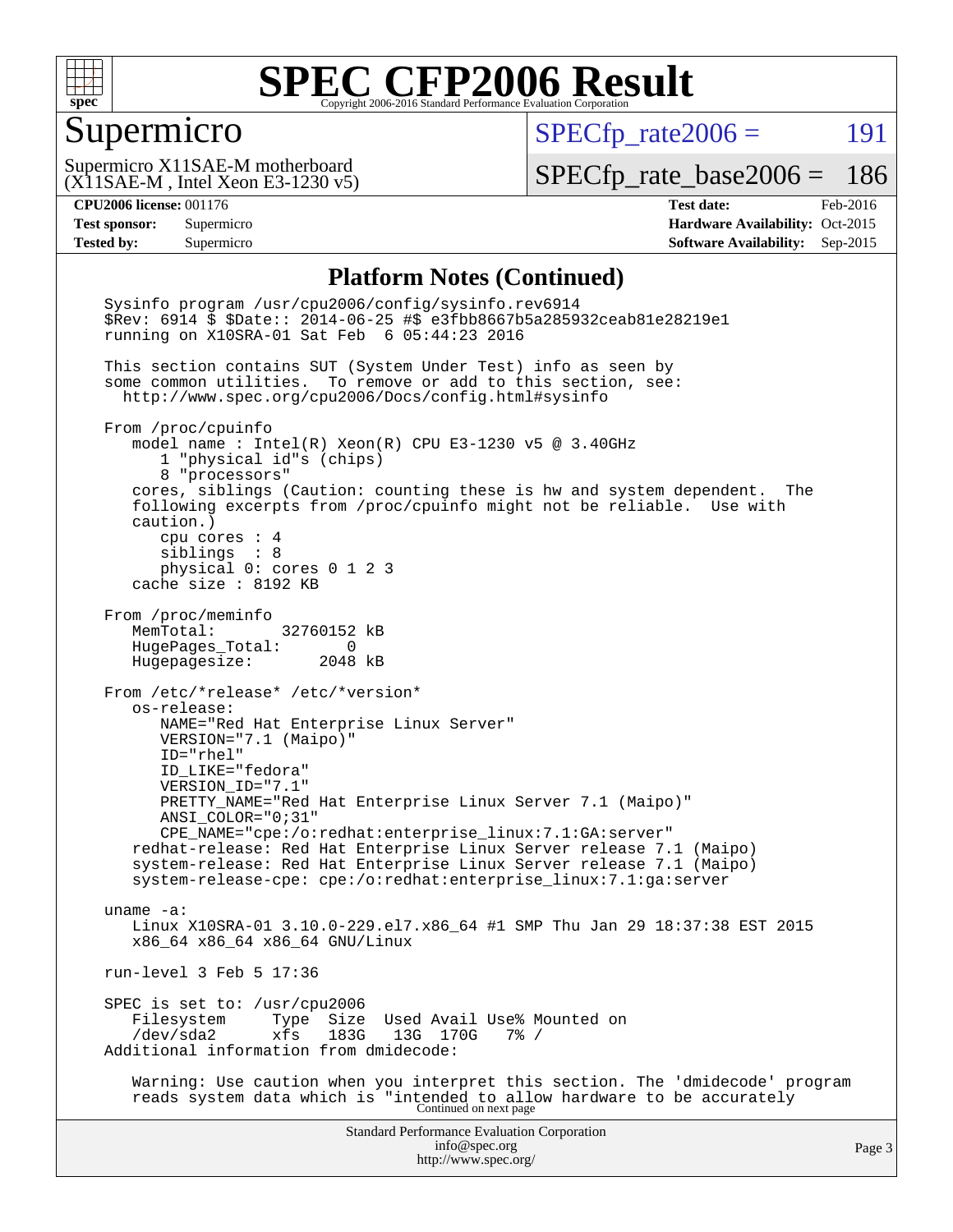# SPEC CFP2006 Result

Copyright 2006-2016 Standard Performance Evaluation Corporation

## Supermicro

Supermicro X11SAE-M motherboard
(X11SAE-M , Intel Xeon E3-1230 v5)

SPECfp_rate2006 = 191

SPECfp_rate_base2006 = 186

| | | | |
|---|---|---|---|
| **CPU2006 license:** 001176 | | **Test date:** | Feb-2016 |
| **Test sponsor:** | Supermicro | **Hardware Availability:** | Oct-2015 |
| **Tested by:** | Supermicro | **Software Availability:** | Sep-2015 |

### Platform Notes (Continued)

```
Sysinfo program /usr/cpu2006/config/sysinfo.rev6914
$Rev: 6914 $ $Date:: 2014-06-25 #$ e3fbb8667b5a285932ceab81e28219e1
running on X10SRA-01 Sat Feb  6 05:44:23 2016

This section contains SUT (System Under Test) info as seen by
some common utilities.  To remove or add to this section, see:
  http://www.spec.org/cpu2006/Docs/config.html#sysinfo

From /proc/cpuinfo
   model name : Intel(R) Xeon(R) CPU E3-1230 v5 @ 3.40GHz
      1 "physical id"s (chips)
      8 "processors"
   cores, siblings (Caution: counting these is hw and system dependent.  The
   following excerpts from /proc/cpuinfo might not be reliable.  Use with
   caution.)
      cpu cores : 4
      siblings  : 8
      physical 0: cores 0 1 2 3
   cache size : 8192 KB

From /proc/meminfo
   MemTotal:       32760152 kB
   HugePages_Total:       0
   Hugepagesize:       2048 kB

From /etc/*release* /etc/*version*
   os-release:
      NAME="Red Hat Enterprise Linux Server"
      VERSION="7.1 (Maipo)"
      ID="rhel"
      ID_LIKE="fedora"
      VERSION_ID="7.1"
      PRETTY_NAME="Red Hat Enterprise Linux Server 7.1 (Maipo)"
      ANSI_COLOR="0;31"
      CPE_NAME="cpe:/o:redhat:enterprise_linux:7.1:GA:server"
   redhat-release: Red Hat Enterprise Linux Server release 7.1 (Maipo)
   system-release: Red Hat Enterprise Linux Server release 7.1 (Maipo)
   system-release-cpe: cpe:/o:redhat:enterprise_linux:7.1:ga:server

uname -a:
   Linux X10SRA-01 3.10.0-229.el7.x86_64 #1 SMP Thu Jan 29 18:37:38 EST 2015
   x86_64 x86_64 x86_64 GNU/Linux

run-level 3 Feb 5 17:36

SPEC is set to: /usr/cpu2006
   Filesystem     Type  Size  Used Avail Use% Mounted on
   /dev/sda2      xfs   183G   13G  170G   7% /
Additional information from dmidecode:

   Warning: Use caution when you interpret this section. The 'dmidecode' program
   reads system data which is "intended to allow hardware to be accurately
```

Continued on next page

Standard Performance Evaluation Corporation
info@spec.org
http://www.spec.org/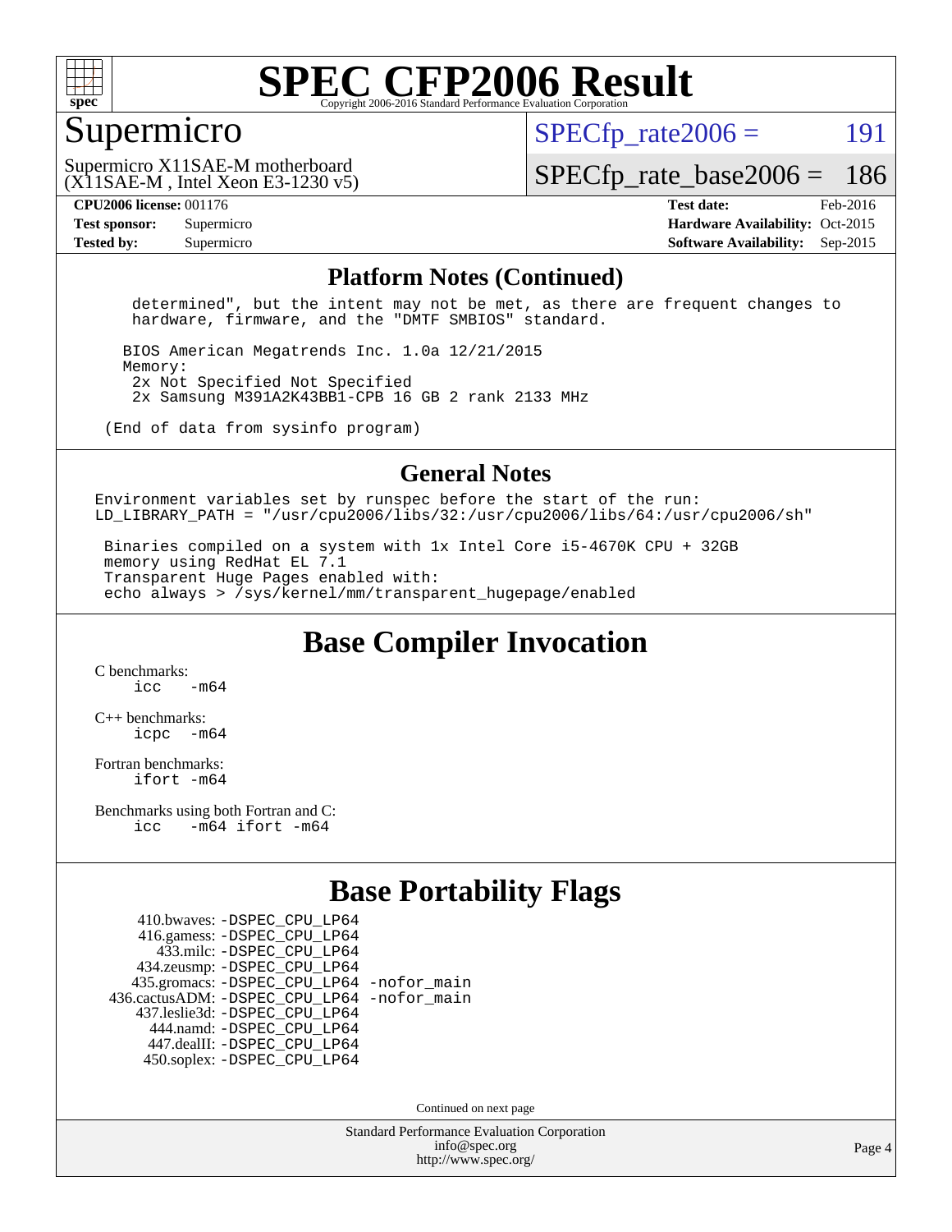# SPEC CFP2006 Result

Copyright 2006-2016 Standard Performance Evaluation Corporation

## Supermicro

Supermicro X11SAE-M motherboard
(X11SAE-M , Intel Xeon E3-1230 v5)

SPECfp_rate2006 = 191

SPECfp_rate_base2006 = 186

| | | | |
|---|---|---|---|
| **CPU2006 license:** 001176 | | **Test date:** | Feb-2016 |
| **Test sponsor:** | Supermicro | **Hardware Availability:** | Oct-2015 |
| **Tested by:** | Supermicro | **Software Availability:** | Sep-2015 |

### Platform Notes (Continued)

```
    determined", but the intent may not be met, as there are frequent changes to
    hardware, firmware, and the "DMTF SMBIOS" standard.

   BIOS American Megatrends Inc. 1.0a 12/21/2015
   Memory:
    2x Not Specified Not Specified
    2x Samsung M391A2K43BB1-CPB 16 GB 2 rank 2133 MHz

 (End of data from sysinfo program)
```

### General Notes

```
Environment variables set by runspec before the start of the run:
LD_LIBRARY_PATH = "/usr/cpu2006/libs/32:/usr/cpu2006/libs/64:/usr/cpu2006/sh"

 Binaries compiled on a system with 1x Intel Core i5-4670K CPU + 32GB
 memory using RedHat EL 7.1
 Transparent Huge Pages enabled with:
 echo always > /sys/kernel/mm/transparent_hugepage/enabled
```

## Base Compiler Invocation

C benchmarks:
`icc   -m64`

C++ benchmarks:
`icpc  -m64`

Fortran benchmarks:
`ifort -m64`

Benchmarks using both Fortran and C:
`icc   -m64 ifort -m64`

## Base Portability Flags

```
     410.bwaves: -DSPEC_CPU_LP64
     416.gamess: -DSPEC_CPU_LP64
       433.milc: -DSPEC_CPU_LP64
     434.zeusmp: -DSPEC_CPU_LP64
    435.gromacs: -DSPEC_CPU_LP64 -nofor_main
 436.cactusADM: -DSPEC_CPU_LP64 -nofor_main
    437.leslie3d: -DSPEC_CPU_LP64
      444.namd: -DSPEC_CPU_LP64
     447.dealII: -DSPEC_CPU_LP64
     450.soplex: -DSPEC_CPU_LP64
```

Continued on next page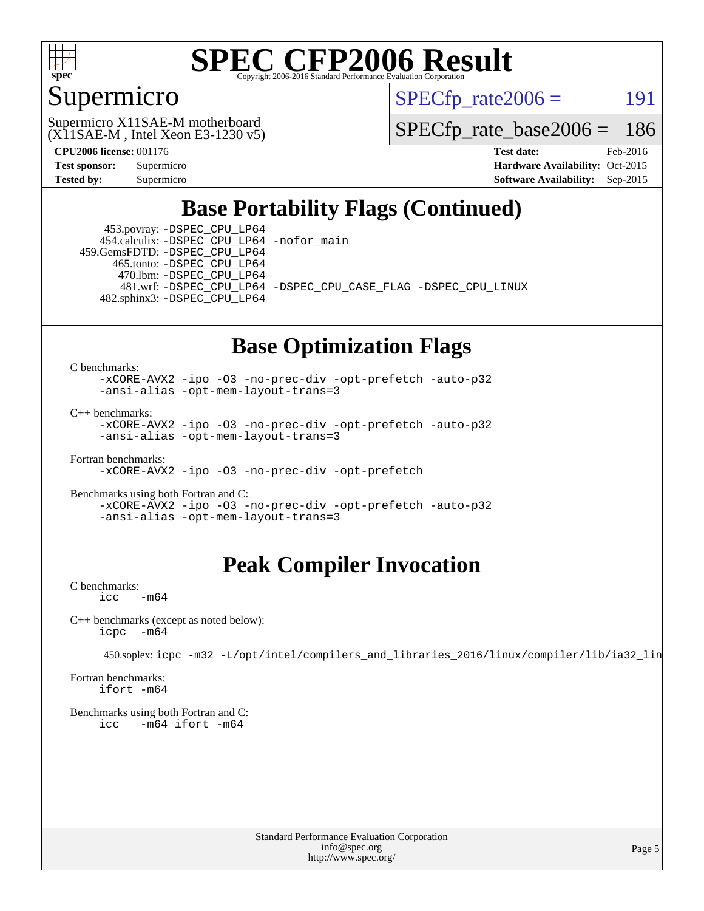# SPEC CFP2006 Result

Copyright 2006-2016 Standard Performance Evaluation Corporation

## Supermicro

Supermicro X11SAE-M motherboard (X11SAE-M , Intel Xeon E3-1230 v5)

SPECfp_rate2006 = 191

SPECfp_rate_base2006 = 186

| | | | |
|---|---|---|---|
| **CPU2006 license:** | 001176 | **Test date:** | Feb-2016 |
| **Test sponsor:** | Supermicro | **Hardware Availability:** | Oct-2015 |
| **Tested by:** | Supermicro | **Software Availability:** | Sep-2015 |

## Base Portability Flags (Continued)

```
      453.povray: -DSPEC_CPU_LP64
    454.calculix: -DSPEC_CPU_LP64 -nofor_main
   459.GemsFDTD: -DSPEC_CPU_LP64
       465.tonto: -DSPEC_CPU_LP64
         470.lbm: -DSPEC_CPU_LP64
         481.wrf: -DSPEC_CPU_LP64 -DSPEC_CPU_CASE_FLAG -DSPEC_CPU_LINUX
     482.sphinx3: -DSPEC_CPU_LP64
```

## Base Optimization Flags

C benchmarks:
```
-xCORE-AVX2 -ipo -O3 -no-prec-div -opt-prefetch -auto-p32
-ansi-alias -opt-mem-layout-trans=3
```

C++ benchmarks:
```
-xCORE-AVX2 -ipo -O3 -no-prec-div -opt-prefetch -auto-p32
-ansi-alias -opt-mem-layout-trans=3
```

Fortran benchmarks:
```
-xCORE-AVX2 -ipo -O3 -no-prec-div -opt-prefetch
```

Benchmarks using both Fortran and C:
```
-xCORE-AVX2 -ipo -O3 -no-prec-div -opt-prefetch -auto-p32
-ansi-alias -opt-mem-layout-trans=3
```

## Peak Compiler Invocation

C benchmarks:
```
icc   -m64
```

C++ benchmarks (except as noted below):
```
icpc  -m64
```

450.soplex: `icpc -m32 -L/opt/intel/compilers_and_libraries_2016/linux/compiler/lib/ia32_lin`

Fortran benchmarks:
```
ifort -m64
```

Benchmarks using both Fortran and C:
```
icc   -m64 ifort -m64
```

Standard Performance Evaluation Corporation
info@spec.org
http://www.spec.org/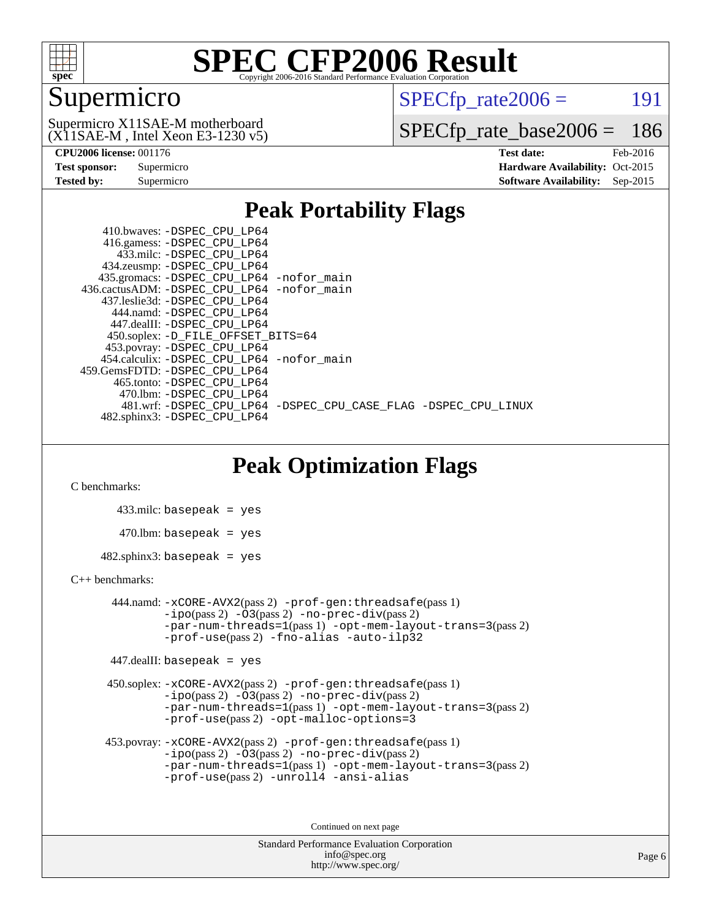# SPEC CFP2006 Result

Copyright 2006-2016 Standard Performance Evaluation Corporation

## Supermicro

Supermicro X11SAE-M motherboard
(X11SAE-M , Intel Xeon E3-1230 v5)

SPECfp_rate2006 = 191

SPECfp_rate_base2006 = 186

**CPU2006 license:** 001176
**Test sponsor:** Supermicro
**Tested by:** Supermicro

**Test date:** Feb-2016
**Hardware Availability:** Oct-2015
**Software Availability:** Sep-2015

## Peak Portability Flags

```
     410.bwaves: -DSPEC_CPU_LP64
     416.gamess: -DSPEC_CPU_LP64
       433.milc: -DSPEC_CPU_LP64
     434.zeusmp: -DSPEC_CPU_LP64
    435.gromacs: -DSPEC_CPU_LP64 -nofor_main
 436.cactusADM: -DSPEC_CPU_LP64 -nofor_main
   437.leslie3d: -DSPEC_CPU_LP64
      444.namd: -DSPEC_CPU_LP64
    447.dealII: -DSPEC_CPU_LP64
    450.soplex: -D_FILE_OFFSET_BITS=64
    453.povray: -DSPEC_CPU_LP64
  454.calculix: -DSPEC_CPU_LP64 -nofor_main
459.GemsFDTD: -DSPEC_CPU_LP64
     465.tonto: -DSPEC_CPU_LP64
       470.lbm: -DSPEC_CPU_LP64
       481.wrf: -DSPEC_CPU_LP64 -DSPEC_CPU_CASE_FLAG -DSPEC_CPU_LINUX
   482.sphinx3: -DSPEC_CPU_LP64
```

## Peak Optimization Flags

C benchmarks:

433.milc: basepeak = yes

470.lbm: basepeak = yes

482.sphinx3: basepeak = yes

C++ benchmarks:

444.namd: -xCORE-AVX2(pass 2) -prof-gen:threadsafe(pass 1) -ipo(pass 2) -O3(pass 2) -no-prec-div(pass 2) -par-num-threads=1(pass 1) -opt-mem-layout-trans=3(pass 2) -prof-use(pass 2) -fno-alias -auto-ilp32

447.dealII: basepeak = yes

450.soplex: -xCORE-AVX2(pass 2) -prof-gen:threadsafe(pass 1) -ipo(pass 2) -O3(pass 2) -no-prec-div(pass 2) -par-num-threads=1(pass 1) -opt-mem-layout-trans=3(pass 2) -prof-use(pass 2) -opt-malloc-options=3

453.povray: -xCORE-AVX2(pass 2) -prof-gen:threadsafe(pass 1) -ipo(pass 2) -O3(pass 2) -no-prec-div(pass 2) -par-num-threads=1(pass 1) -opt-mem-layout-trans=3(pass 2) -prof-use(pass 2) -unroll4 -ansi-alias

Continued on next page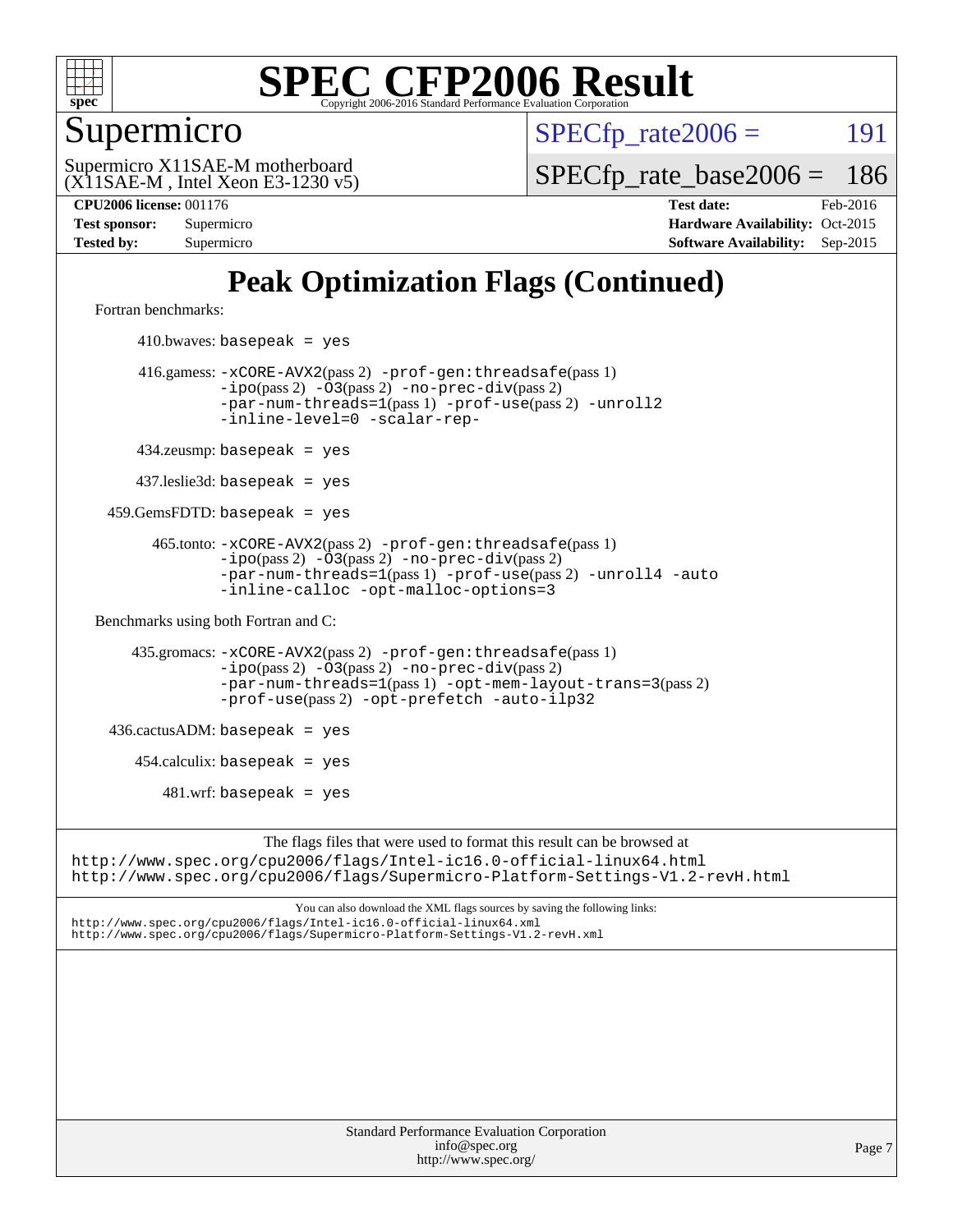# Peak Optimization Flags (Continued)

Fortran benchmarks:

410.bwaves: basepeak = yes

416.gamess: -xCORE-AVX2(pass 2) -prof-gen:threadsafe(pass 1) -ipo(pass 2) -O3(pass 2) -no-prec-div(pass 2) -par-num-threads=1(pass 1) -prof-use(pass 2) -unroll2 -inline-level=0 -scalar-rep-

434.zeusmp: basepeak = yes

437.leslie3d: basepeak = yes

459.GemsFDTD: basepeak = yes

465.tonto: -xCORE-AVX2(pass 2) -prof-gen:threadsafe(pass 1) -ipo(pass 2) -O3(pass 2) -no-prec-div(pass 2) -par-num-threads=1(pass 1) -prof-use(pass 2) -unroll4 -auto -inline-calloc -opt-malloc-options=3

Benchmarks using both Fortran and C:

435.gromacs: -xCORE-AVX2(pass 2) -prof-gen:threadsafe(pass 1) -ipo(pass 2) -O3(pass 2) -no-prec-div(pass 2) -par-num-threads=1(pass 1) -opt-mem-layout-trans=3(pass 2) -prof-use(pass 2) -opt-prefetch -auto-ilp32

436.cactusADM: basepeak = yes

454.calculix: basepeak = yes

481.wrf: basepeak = yes

The flags files that were used to format this result can be browsed at
http://www.spec.org/cpu2006/flags/Intel-ic16.0-official-linux64.html
http://www.spec.org/cpu2006/flags/Supermicro-Platform-Settings-V1.2-revH.html

You can also download the XML flags sources by saving the following links:
http://www.spec.org/cpu2006/flags/Intel-ic16.0-official-linux64.xml
http://www.spec.org/cpu2006/flags/Supermicro-Platform-Settings-V1.2-revH.xml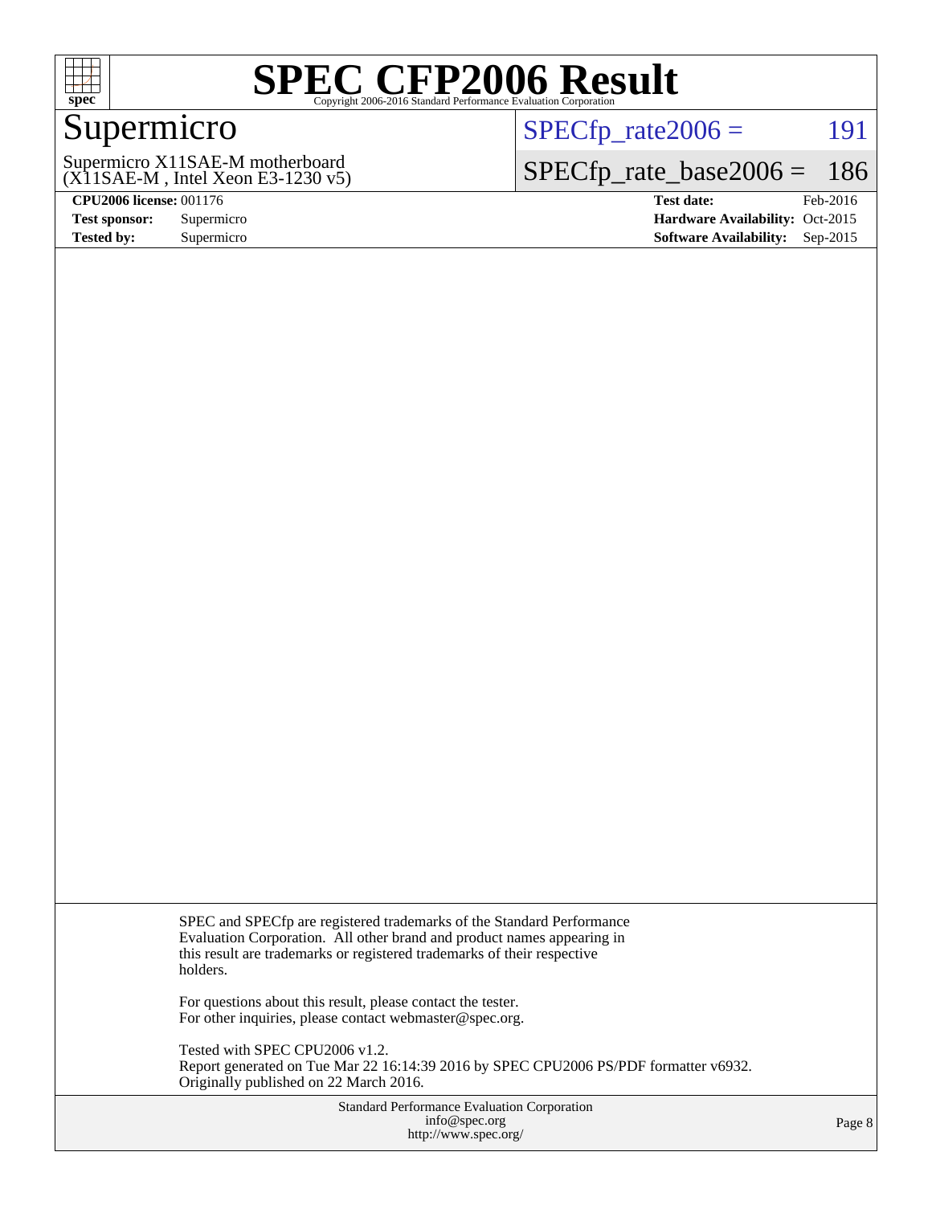SPEC and SPECfp are registered trademarks of the Standard Performance Evaluation Corporation. All other brand and product names appearing in this result are trademarks or registered trademarks of their respective holders.

For questions about this result, please contact the tester.
For other inquiries, please contact webmaster@spec.org.

Tested with SPEC CPU2006 v1.2.
Report generated on Tue Mar 22 16:14:39 2016 by SPEC CPU2006 PS/PDF formatter v6932.
Originally published on 22 March 2016.